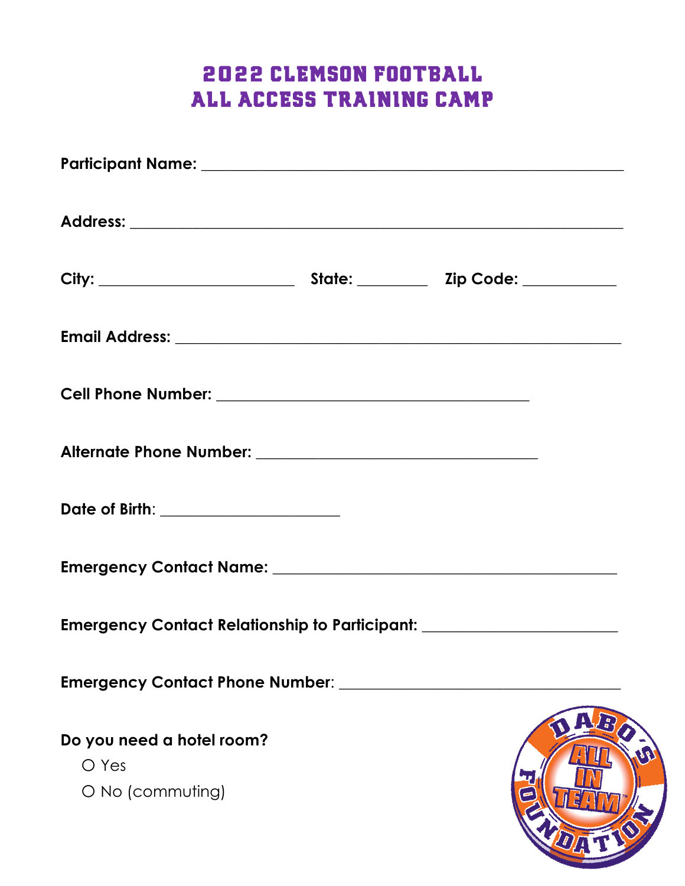# 2022 CLEMSON FOOTBALL
# ALL ACCESS TRAINING CAMP

**Participant Name:** ______________________________________________

**Address:** ______________________________________________________

**City:** ______________________ **State:** ________ **Zip Code:** __________

**Email Address:** _________________________________________________

**Cell Phone Number:** ___________________________________

**Alternate Phone Number:** _______________________________

**Date of Birth**: ____________________

**Emergency Contact Name:** _______________________________________

**Emergency Contact Relationship to Participant:** ______________________

**Emergency Contact Phone Number**: _______________________________

**Do you need a hotel room?**

- ○ Yes
- ○ No (commuting)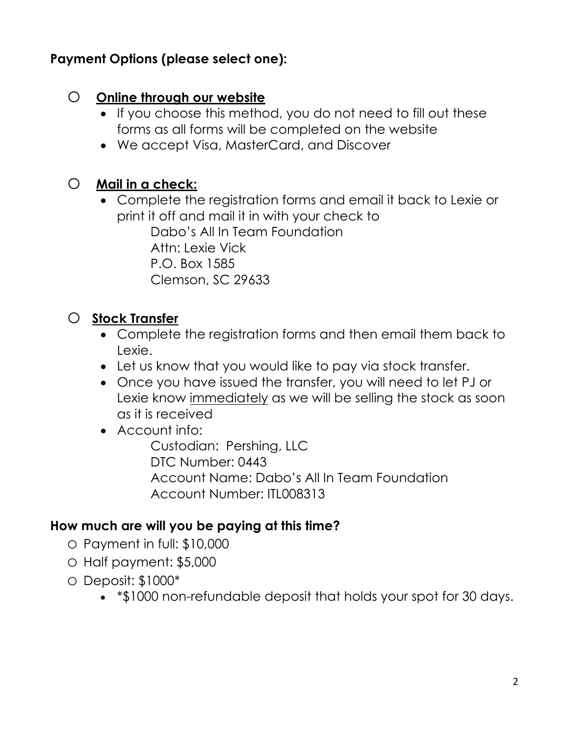**Payment Options (please select one):**

- ○ **<u>Online through our website</u>**
  - If you choose this method, you do not need to fill out these forms as all forms will be completed on the website
  - We accept Visa, MasterCard, and Discover

- ○ **<u>Mail in a check:</u>**
  - Complete the registration forms and email it back to Lexie or print it off and mail it in with your check to

    Dabo's All In Team Foundation
    Attn: Lexie Vick
    P.O. Box 1585
    Clemson, SC 29633

- ○ **<u>Stock Transfer</u>**
  - Complete the registration forms and then email them back to Lexie.
  - Let us know that you would like to pay via stock transfer.
  - Once you have issued the transfer, you will need to let PJ or Lexie know <u>immediately</u> as we will be selling the stock as soon as it is received
  - Account info:

    Custodian: Pershing, LLC
    DTC Number: 0443
    Account Name: Dabo's All In Team Foundation
    Account Number: ITL008313

**How much are will you be paying at this time?**

- ○ Payment in full: $10,000
- ○ Half payment: $5,000
- ○ Deposit: $1000*
  - *$1000 non-refundable deposit that holds your spot for 30 days.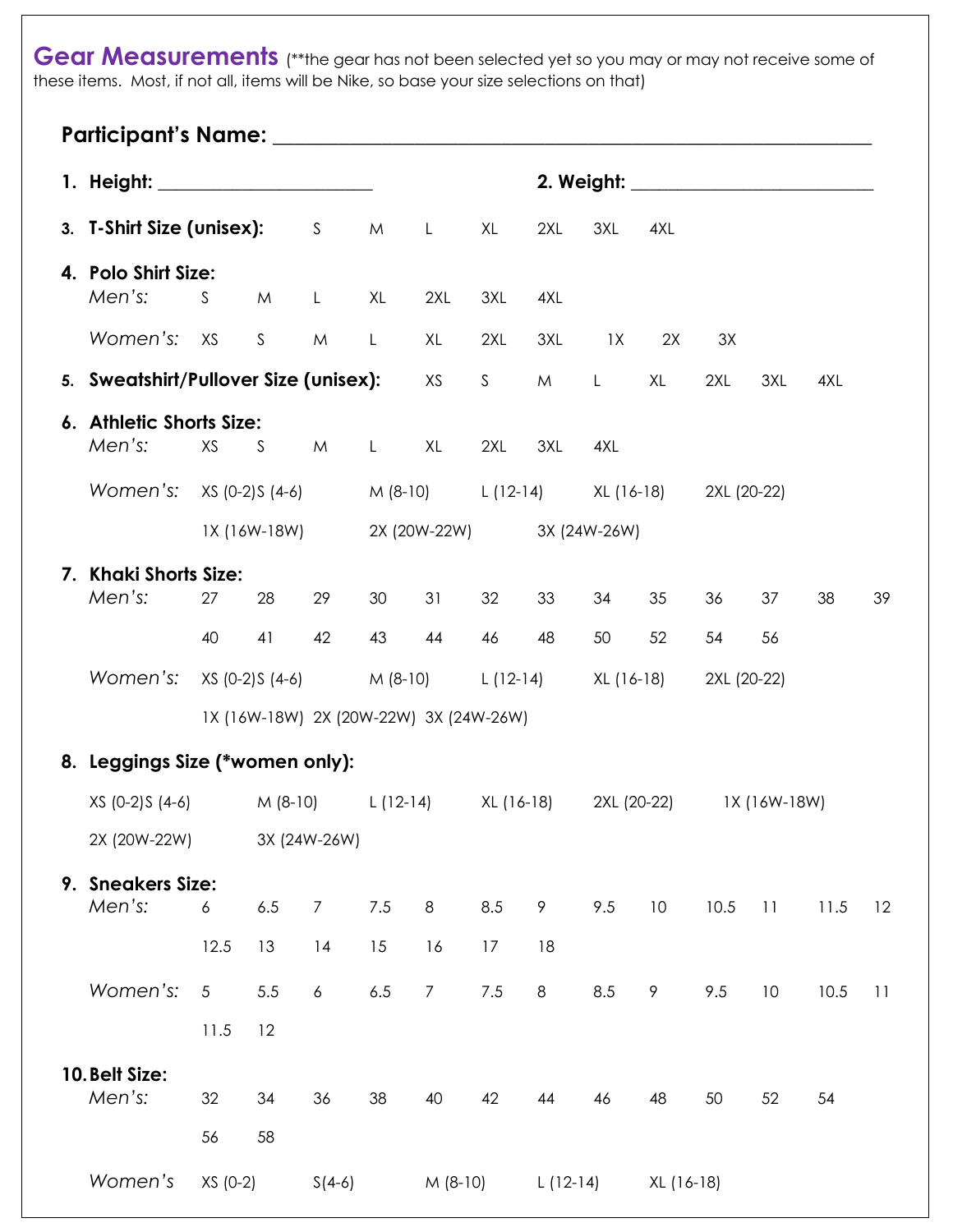## Gear Measurements (**the gear has not been selected yet so you may or may not receive some of these items. Most, if not all, items will be Nike, so base your size selections on that)

**Participant's Name:** ________________________________________________

1. **Height:** ______________________ 2. **Weight:** ______________________

3. **T-Shirt Size (unisex):** S M L XL 2XL 3XL 4XL

4. **Polo Shirt Size:**
   *Men's:* S M L XL 2XL 3XL 4XL

   *Women's:* XS S M L XL 2XL 3XL 1X 2X 3X

5. **Sweatshirt/Pullover Size (unisex):** XS S M L XL 2XL 3XL 4XL

6. **Athletic Shorts Size:**
   *Men's:* XS S M L XL 2XL 3XL 4XL

   *Women's:* XS (0-2) S (4-6) M (8-10) L (12-14) XL (16-18) 2XL (20-22)

   1X (16W-18W) 2X (20W-22W) 3X (24W-26W)

7. **Khaki Shorts Size:**
   *Men's:* 27 28 29 30 31 32 33 34 35 36 37 38 39

   40 41 42 43 44 46 48 50 52 54 56

   *Women's:* XS (0-2) S (4-6) M (8-10) L (12-14) XL (16-18) 2XL (20-22)

   1X (16W-18W) 2X (20W-22W) 3X (24W-26W)

8. **Leggings Size (*women only):**

   XS (0-2) S (4-6) M (8-10) L (12-14) XL (16-18) 2XL (20-22) 1X (16W-18W)

   2X (20W-22W) 3X (24W-26W)

9. **Sneakers Size:**
   *Men's:* 6 6.5 7 7.5 8 8.5 9 9.5 10 10.5 11 11.5 12

   12.5 13 14 15 16 17 18

   *Women's:* 5 5.5 6 6.5 7 7.5 8 8.5 9 9.5 10 10.5 11

   11.5 12

10. **Belt Size:**
    *Men's:* 32 34 36 38 40 42 44 46 48 50 52 54

    56 58

    *Women's* XS (0-2) S(4-6) M (8-10) L (12-14) XL (16-18)